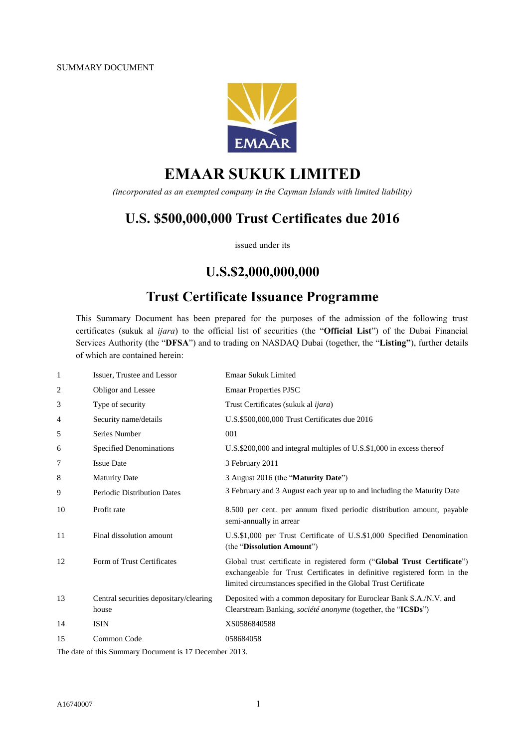SUMMARY DOCUMENT

# EMAAR SUKUK LIMITED

*(incorporated as an exempted company in the Cayman Islands with limited liability)*

## U.S. $500,000,000 Trust Certificates due 2016

issued under its

## U.S.$2,000,000,000

## Trust Certificate Issuance Programme

This Summary Document has been prepared for the purposes of the admission of the following trust certificates (sukuk al *ijara*) to the official list of securities (the "**Official List**") of the Dubai Financial Services Authority (the "**DFSA**") and to trading on NASDAQ Dubai (together, the "**Listing"**), further details of which are contained herein:

| | | |
|---|---|---|
| 1 | Issuer, Trustee and Lessor | Emaar Sukuk Limited |
| 2 | Obligor and Lessee | Emaar Properties PJSC |
| 3 | Type of security | Trust Certificates (sukuk al *ijara*) |
| 4 | Security name/details | U.S.$500,000,000 Trust Certificates due 2016 |
| 5 | Series Number | 001 |
| 6 | Specified Denominations | U.S.$200,000 and integral multiples of U.S.$1,000 in excess thereof |
| 7 | Issue Date | 3 February 2011 |
| 8 | Maturity Date | 3 August 2016 (the "**Maturity Date**") |
| 9 | Periodic Distribution Dates | 3 February and 3 August each year up to and including the Maturity Date |
| 10 | Profit rate | 8.500 per cent. per annum fixed periodic distribution amount, payable semi-annually in arrear |
| 11 | Final dissolution amount | U.S.$1,000 per Trust Certificate of U.S.$1,000 Specified Denomination (the "**Dissolution Amount**") |
| 12 | Form of Trust Certificates | Global trust certificate in registered form ("**Global Trust Certificate**") exchangeable for Trust Certificates in definitive registered form in the limited circumstances specified in the Global Trust Certificate |
| 13 | Central securities depositary/clearing house | Deposited with a common depositary for Euroclear Bank S.A./N.V. and Clearstream Banking, *société anonyme* (together, the "**ICSDs**") |
| 14 | ISIN | XS0586840588 |
| 15 | Common Code | 058684058 |

The date of this Summary Document is 17 December 2013.

A16740007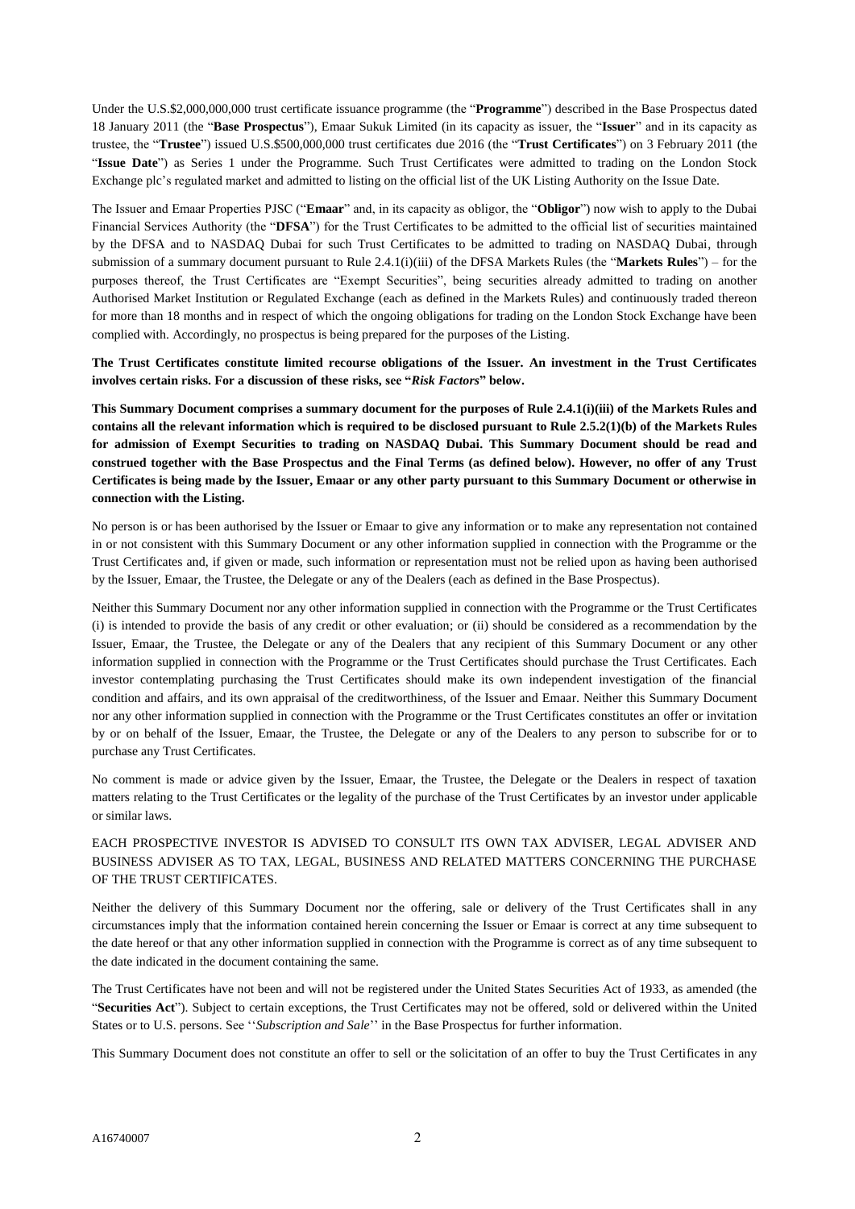Under the U.S.$2,000,000,000 trust certificate issuance programme (the "**Programme**") described in the Base Prospectus dated 18 January 2011 (the "**Base Prospectus**"), Emaar Sukuk Limited (in its capacity as issuer, the "**Issuer**" and in its capacity as trustee, the "**Trustee**") issued U.S.$500,000,000 trust certificates due 2016 (the "**Trust Certificates**") on 3 February 2011 (the "**Issue Date**") as Series 1 under the Programme. Such Trust Certificates were admitted to trading on the London Stock Exchange plc's regulated market and admitted to listing on the official list of the UK Listing Authority on the Issue Date.

The Issuer and Emaar Properties PJSC ("**Emaar**" and, in its capacity as obligor, the "**Obligor**") now wish to apply to the Dubai Financial Services Authority (the "**DFSA**") for the Trust Certificates to be admitted to the official list of securities maintained by the DFSA and to NASDAQ Dubai for such Trust Certificates to be admitted to trading on NASDAQ Dubai, through submission of a summary document pursuant to Rule 2.4.1(i)(iii) of the DFSA Markets Rules (the "**Markets Rules**") – for the purposes thereof, the Trust Certificates are "Exempt Securities", being securities already admitted to trading on another Authorised Market Institution or Regulated Exchange (each as defined in the Markets Rules) and continuously traded thereon for more than 18 months and in respect of which the ongoing obligations for trading on the London Stock Exchange have been complied with. Accordingly, no prospectus is being prepared for the purposes of the Listing.

**The Trust Certificates constitute limited recourse obligations of the Issuer. An investment in the Trust Certificates involves certain risks. For a discussion of these risks, see "*Risk Factors*" below.**

**This Summary Document comprises a summary document for the purposes of Rule 2.4.1(i)(iii) of the Markets Rules and contains all the relevant information which is required to be disclosed pursuant to Rule 2.5.2(1)(b) of the Markets Rules for admission of Exempt Securities to trading on NASDAQ Dubai. This Summary Document should be read and construed together with the Base Prospectus and the Final Terms (as defined below). However, no offer of any Trust Certificates is being made by the Issuer, Emaar or any other party pursuant to this Summary Document or otherwise in connection with the Listing.**

No person is or has been authorised by the Issuer or Emaar to give any information or to make any representation not contained in or not consistent with this Summary Document or any other information supplied in connection with the Programme or the Trust Certificates and, if given or made, such information or representation must not be relied upon as having been authorised by the Issuer, Emaar, the Trustee, the Delegate or any of the Dealers (each as defined in the Base Prospectus).

Neither this Summary Document nor any other information supplied in connection with the Programme or the Trust Certificates (i) is intended to provide the basis of any credit or other evaluation; or (ii) should be considered as a recommendation by the Issuer, Emaar, the Trustee, the Delegate or any of the Dealers that any recipient of this Summary Document or any other information supplied in connection with the Programme or the Trust Certificates should purchase the Trust Certificates. Each investor contemplating purchasing the Trust Certificates should make its own independent investigation of the financial condition and affairs, and its own appraisal of the creditworthiness, of the Issuer and Emaar. Neither this Summary Document nor any other information supplied in connection with the Programme or the Trust Certificates constitutes an offer or invitation by or on behalf of the Issuer, Emaar, the Trustee, the Delegate or any of the Dealers to any person to subscribe for or to purchase any Trust Certificates.

No comment is made or advice given by the Issuer, Emaar, the Trustee, the Delegate or the Dealers in respect of taxation matters relating to the Trust Certificates or the legality of the purchase of the Trust Certificates by an investor under applicable or similar laws.

EACH PROSPECTIVE INVESTOR IS ADVISED TO CONSULT ITS OWN TAX ADVISER, LEGAL ADVISER AND BUSINESS ADVISER AS TO TAX, LEGAL, BUSINESS AND RELATED MATTERS CONCERNING THE PURCHASE OF THE TRUST CERTIFICATES.

Neither the delivery of this Summary Document nor the offering, sale or delivery of the Trust Certificates shall in any circumstances imply that the information contained herein concerning the Issuer or Emaar is correct at any time subsequent to the date hereof or that any other information supplied in connection with the Programme is correct as of any time subsequent to the date indicated in the document containing the same.

The Trust Certificates have not been and will not be registered under the United States Securities Act of 1933, as amended (the "**Securities Act**"). Subject to certain exceptions, the Trust Certificates may not be offered, sold or delivered within the United States or to U.S. persons. See ''*Subscription and Sale*'' in the Base Prospectus for further information.

This Summary Document does not constitute an offer to sell or the solicitation of an offer to buy the Trust Certificates in any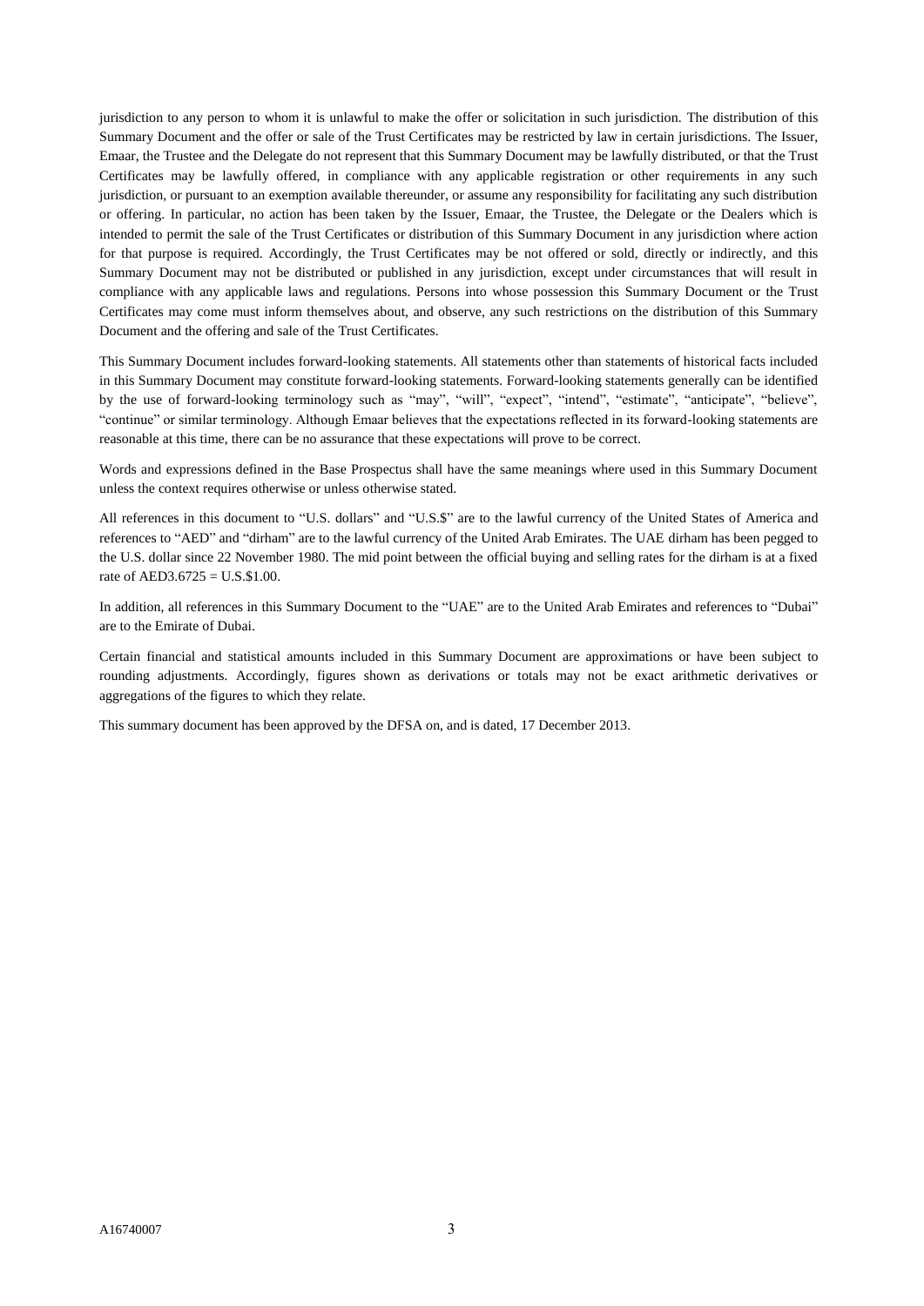jurisdiction to any person to whom it is unlawful to make the offer or solicitation in such jurisdiction. The distribution of this Summary Document and the offer or sale of the Trust Certificates may be restricted by law in certain jurisdictions. The Issuer, Emaar, the Trustee and the Delegate do not represent that this Summary Document may be lawfully distributed, or that the Trust Certificates may be lawfully offered, in compliance with any applicable registration or other requirements in any such jurisdiction, or pursuant to an exemption available thereunder, or assume any responsibility for facilitating any such distribution or offering. In particular, no action has been taken by the Issuer, Emaar, the Trustee, the Delegate or the Dealers which is intended to permit the sale of the Trust Certificates or distribution of this Summary Document in any jurisdiction where action for that purpose is required. Accordingly, the Trust Certificates may be not offered or sold, directly or indirectly, and this Summary Document may not be distributed or published in any jurisdiction, except under circumstances that will result in compliance with any applicable laws and regulations. Persons into whose possession this Summary Document or the Trust Certificates may come must inform themselves about, and observe, any such restrictions on the distribution of this Summary Document and the offering and sale of the Trust Certificates.

This Summary Document includes forward-looking statements. All statements other than statements of historical facts included in this Summary Document may constitute forward-looking statements. Forward-looking statements generally can be identified by the use of forward-looking terminology such as "may", "will", "expect", "intend", "estimate", "anticipate", "believe", "continue" or similar terminology. Although Emaar believes that the expectations reflected in its forward-looking statements are reasonable at this time, there can be no assurance that these expectations will prove to be correct.

Words and expressions defined in the Base Prospectus shall have the same meanings where used in this Summary Document unless the context requires otherwise or unless otherwise stated.

All references in this document to "U.S. dollars" and "U.S.$" are to the lawful currency of the United States of America and references to "AED" and "dirham" are to the lawful currency of the United Arab Emirates. The UAE dirham has been pegged to the U.S. dollar since 22 November 1980. The mid point between the official buying and selling rates for the dirham is at a fixed rate of AED3.6725 = U.S.$1.00.

In addition, all references in this Summary Document to the "UAE" are to the United Arab Emirates and references to "Dubai" are to the Emirate of Dubai.

Certain financial and statistical amounts included in this Summary Document are approximations or have been subject to rounding adjustments. Accordingly, figures shown as derivations or totals may not be exact arithmetic derivatives or aggregations of the figures to which they relate.

This summary document has been approved by the DFSA on, and is dated, 17 December 2013.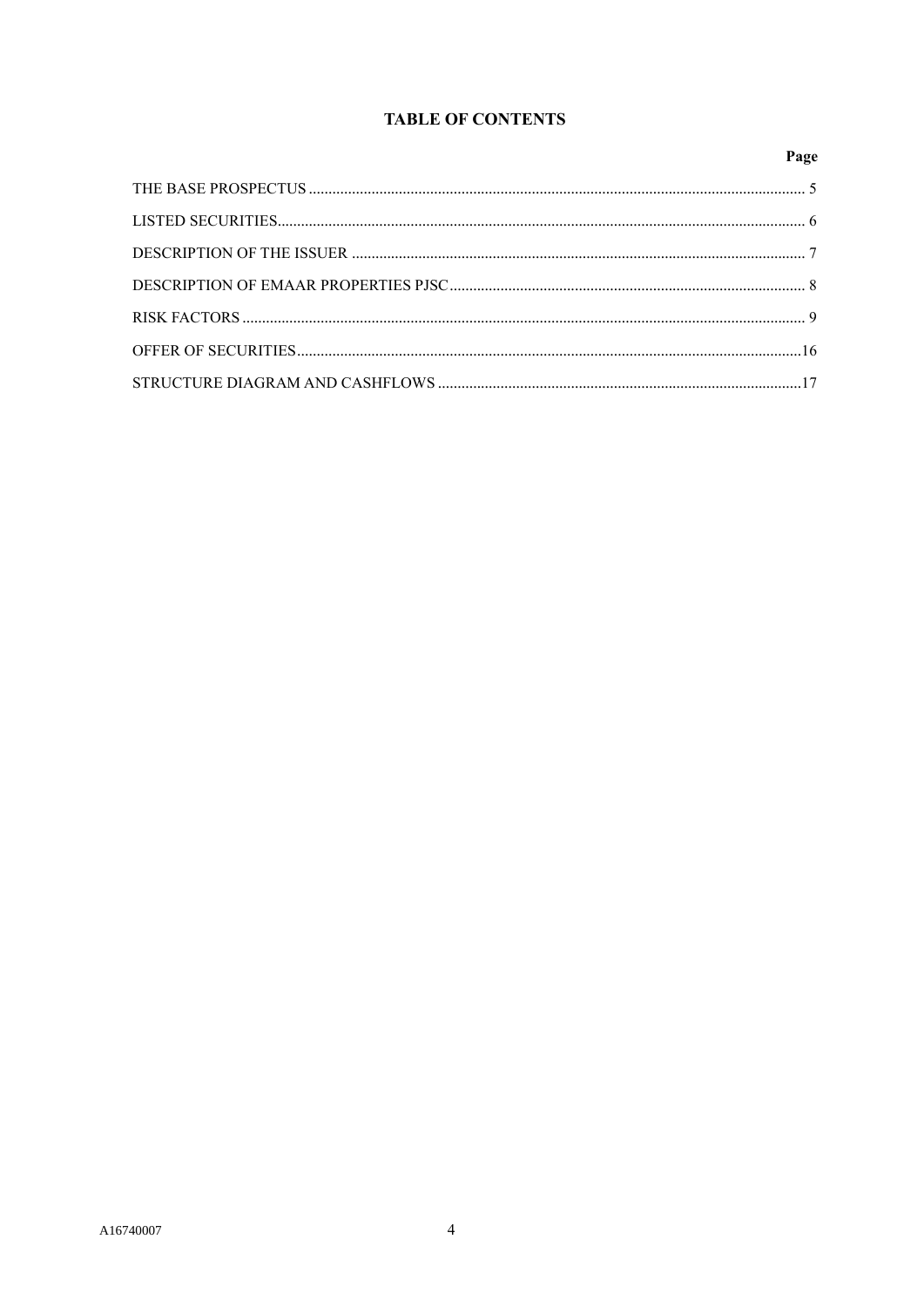# TABLE OF CONTENTS

| | Page |
|---|---|
| THE BASE PROSPECTUS | 5 |
| LISTED SECURITIES | 6 |
| DESCRIPTION OF THE ISSUER | 7 |
| DESCRIPTION OF EMAAR PROPERTIES PJSC | 8 |
| RISK FACTORS | 9 |
| OFFER OF SECURITIES | 16 |
| STRUCTURE DIAGRAM AND CASHFLOWS | 17 |

A16740007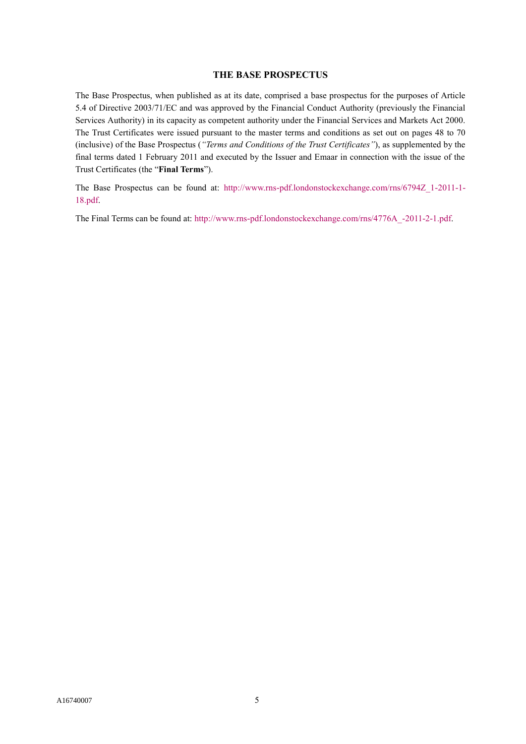## THE BASE PROSPECTUS

The Base Prospectus, when published as at its date, comprised a base prospectus for the purposes of Article 5.4 of Directive 2003/71/EC and was approved by the Financial Conduct Authority (previously the Financial Services Authority) in its capacity as competent authority under the Financial Services and Markets Act 2000. The Trust Certificates were issued pursuant to the master terms and conditions as set out on pages 48 to 70 (inclusive) of the Base Prospectus (*"Terms and Conditions of the Trust Certificates"*), as supplemented by the final terms dated 1 February 2011 and executed by the Issuer and Emaar in connection with the issue of the Trust Certificates (the "**Final Terms**").

The Base Prospectus can be found at: http://www.rns-pdf.londonstockexchange.com/rns/6794Z_1-2011-1-18.pdf.

The Final Terms can be found at: http://www.rns-pdf.londonstockexchange.com/rns/4776A_-2011-2-1.pdf.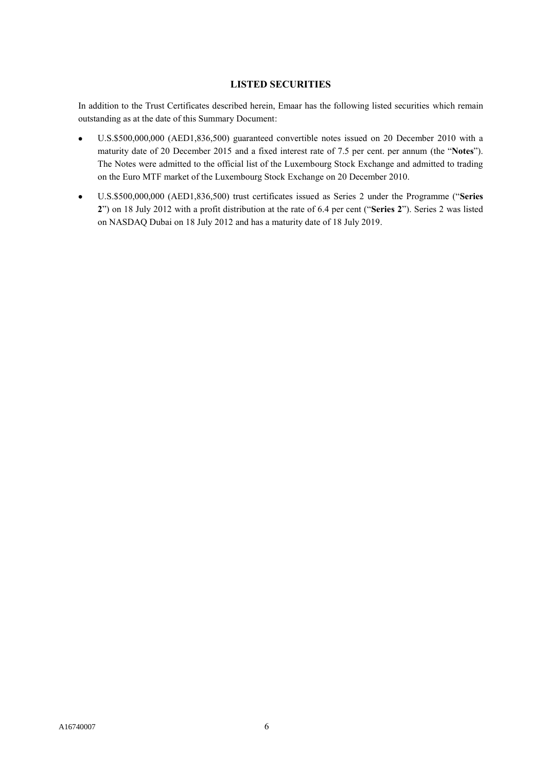## LISTED SECURITIES

In addition to the Trust Certificates described herein, Emaar has the following listed securities which remain outstanding as at the date of this Summary Document:

- U.S.$500,000,000 (AED1,836,500) guaranteed convertible notes issued on 20 December 2010 with a maturity date of 20 December 2015 and a fixed interest rate of 7.5 per cent. per annum (the "**Notes**"). The Notes were admitted to the official list of the Luxembourg Stock Exchange and admitted to trading on the Euro MTF market of the Luxembourg Stock Exchange on 20 December 2010.
- U.S.$500,000,000 (AED1,836,500) trust certificates issued as Series 2 under the Programme ("**Series 2**") on 18 July 2012 with a profit distribution at the rate of 6.4 per cent ("**Series 2**"). Series 2 was listed on NASDAQ Dubai on 18 July 2012 and has a maturity date of 18 July 2019.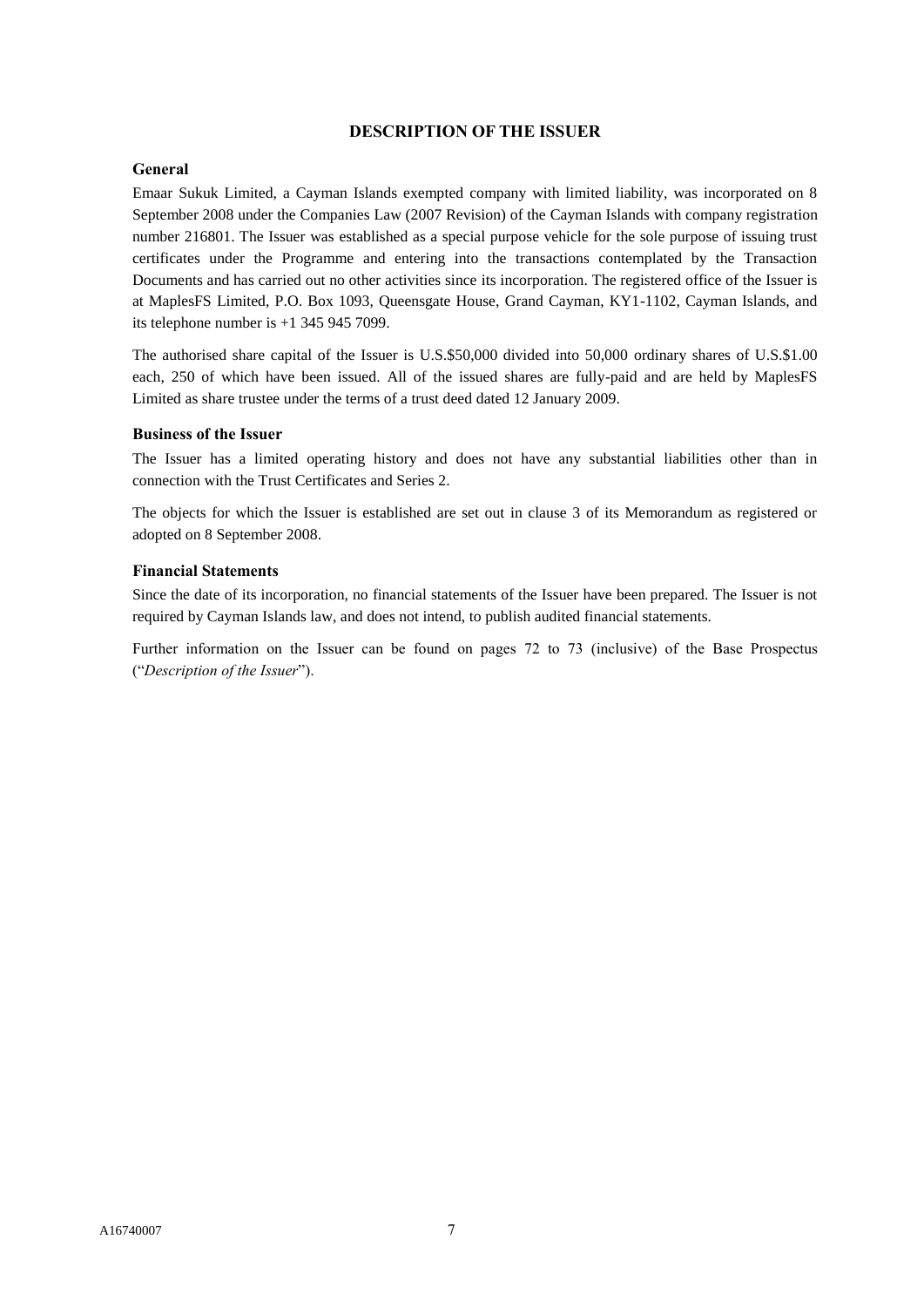# DESCRIPTION OF THE ISSUER

## General

Emaar Sukuk Limited, a Cayman Islands exempted company with limited liability, was incorporated on 8 September 2008 under the Companies Law (2007 Revision) of the Cayman Islands with company registration number 216801. The Issuer was established as a special purpose vehicle for the sole purpose of issuing trust certificates under the Programme and entering into the transactions contemplated by the Transaction Documents and has carried out no other activities since its incorporation. The registered office of the Issuer is at MaplesFS Limited, P.O. Box 1093, Queensgate House, Grand Cayman, KY1-1102, Cayman Islands, and its telephone number is +1 345 945 7099.

The authorised share capital of the Issuer is U.S.$50,000 divided into 50,000 ordinary shares of U.S.$1.00 each, 250 of which have been issued. All of the issued shares are fully-paid and are held by MaplesFS Limited as share trustee under the terms of a trust deed dated 12 January 2009.

## Business of the Issuer

The Issuer has a limited operating history and does not have any substantial liabilities other than in connection with the Trust Certificates and Series 2.

The objects for which the Issuer is established are set out in clause 3 of its Memorandum as registered or adopted on 8 September 2008.

## Financial Statements

Since the date of its incorporation, no financial statements of the Issuer have been prepared. The Issuer is not required by Cayman Islands law, and does not intend, to publish audited financial statements.

Further information on the Issuer can be found on pages 72 to 73 (inclusive) of the Base Prospectus ("*Description of the Issuer*").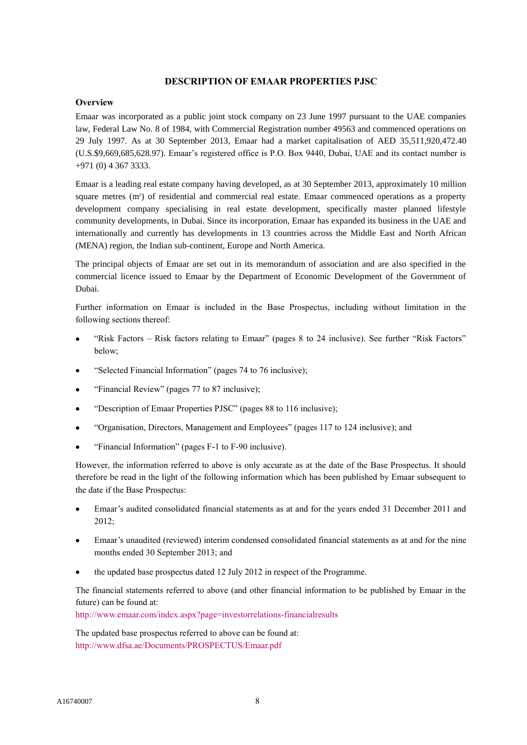## DESCRIPTION OF EMAAR PROPERTIES PJSC

### Overview

Emaar was incorporated as a public joint stock company on 23 June 1997 pursuant to the UAE companies law, Federal Law No. 8 of 1984, with Commercial Registration number 49563 and commenced operations on 29 July 1997. As at 30 September 2013, Emaar had a market capitalisation of AED 35,511,920,472.40 (U.S.$9,669,685,628.97). Emaar's registered office is P.O. Box 9440, Dubai, UAE and its contact number is +971 (0) 4 367 3333.

Emaar is a leading real estate company having developed, as at 30 September 2013, approximately 10 million square metres ($m^2$) of residential and commercial real estate. Emaar commenced operations as a property development company specialising in real estate development, specifically master planned lifestyle community developments, in Dubai. Since its incorporation, Emaar has expanded its business in the UAE and internationally and currently has developments in 13 countries across the Middle East and North African (MENA) region, the Indian sub-continent, Europe and North America.

The principal objects of Emaar are set out in its memorandum of association and are also specified in the commercial licence issued to Emaar by the Department of Economic Development of the Government of Dubai.

Further information on Emaar is included in the Base Prospectus, including without limitation in the following sections thereof:

- "Risk Factors – Risk factors relating to Emaar" (pages 8 to 24 inclusive). See further "Risk Factors" below;
- "Selected Financial Information" (pages 74 to 76 inclusive);
- "Financial Review" (pages 77 to 87 inclusive);
- "Description of Emaar Properties PJSC" (pages 88 to 116 inclusive);
- "Organisation, Directors, Management and Employees" (pages 117 to 124 inclusive); and
- "Financial Information" (pages F-1 to F-90 inclusive).

However, the information referred to above is only accurate as at the date of the Base Prospectus. It should therefore be read in the light of the following information which has been published by Emaar subsequent to the date if the Base Prospectus:

- Emaar's audited consolidated financial statements as at and for the years ended 31 December 2011 and 2012;
- Emaar's unaudited (reviewed) interim condensed consolidated financial statements as at and for the nine months ended 30 September 2013; and
- the updated base prospectus dated 12 July 2012 in respect of the Programme.

The financial statements referred to above (and other financial information to be published by Emaar in the future) can be found at:
http://www.emaar.com/index.aspx?page=investorrelations-financialresults

The updated base prospectus referred to above can be found at:
http://www.dfsa.ae/Documents/PROSPECTUS/Emaar.pdf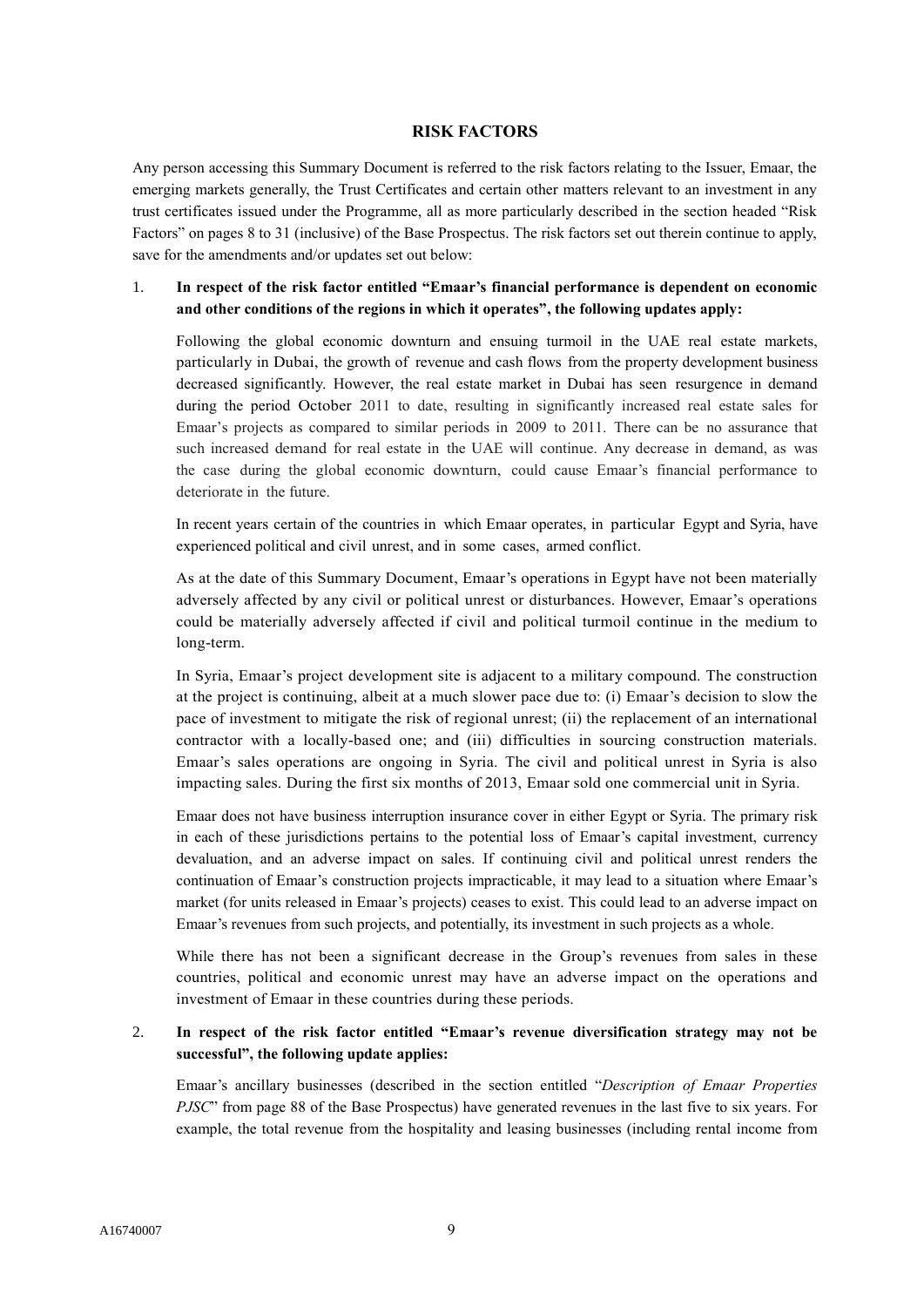## RISK FACTORS

Any person accessing this Summary Document is referred to the risk factors relating to the Issuer, Emaar, the emerging markets generally, the Trust Certificates and certain other matters relevant to an investment in any trust certificates issued under the Programme, all as more particularly described in the section headed "Risk Factors" on pages 8 to 31 (inclusive) of the Base Prospectus. The risk factors set out therein continue to apply, save for the amendments and/or updates set out below:

1. **In respect of the risk factor entitled "Emaar's financial performance is dependent on economic and other conditions of the regions in which it operates", the following updates apply:**

   Following the global economic downturn and ensuing turmoil in the UAE real estate markets, particularly in Dubai, the growth of revenue and cash flows from the property development business decreased significantly. However, the real estate market in Dubai has seen resurgence in demand during the period October 2011 to date, resulting in significantly increased real estate sales for Emaar's projects as compared to similar periods in 2009 to 2011. There can be no assurance that such increased demand for real estate in the UAE will continue. Any decrease in demand, as was the case during the global economic downturn, could cause Emaar's financial performance to deteriorate in the future.

   In recent years certain of the countries in which Emaar operates, in particular Egypt and Syria, have experienced political and civil unrest, and in some cases, armed conflict.

   As at the date of this Summary Document, Emaar's operations in Egypt have not been materially adversely affected by any civil or political unrest or disturbances. However, Emaar's operations could be materially adversely affected if civil and political turmoil continue in the medium to long-term.

   In Syria, Emaar's project development site is adjacent to a military compound. The construction at the project is continuing, albeit at a much slower pace due to: (i) Emaar's decision to slow the pace of investment to mitigate the risk of regional unrest; (ii) the replacement of an international contractor with a locally-based one; and (iii) difficulties in sourcing construction materials. Emaar's sales operations are ongoing in Syria. The civil and political unrest in Syria is also impacting sales. During the first six months of 2013, Emaar sold one commercial unit in Syria.

   Emaar does not have business interruption insurance cover in either Egypt or Syria. The primary risk in each of these jurisdictions pertains to the potential loss of Emaar's capital investment, currency devaluation, and an adverse impact on sales. If continuing civil and political unrest renders the continuation of Emaar's construction projects impracticable, it may lead to a situation where Emaar's market (for units released in Emaar's projects) ceases to exist. This could lead to an adverse impact on Emaar's revenues from such projects, and potentially, its investment in such projects as a whole.

   While there has not been a significant decrease in the Group's revenues from sales in these countries, political and economic unrest may have an adverse impact on the operations and investment of Emaar in these countries during these periods.

2. **In respect of the risk factor entitled "Emaar's revenue diversification strategy may not be successful", the following update applies:**

   Emaar's ancillary businesses (described in the section entitled "*Description of Emaar Properties PJSC*" from page 88 of the Base Prospectus) have generated revenues in the last five to six years. For example, the total revenue from the hospitality and leasing businesses (including rental income from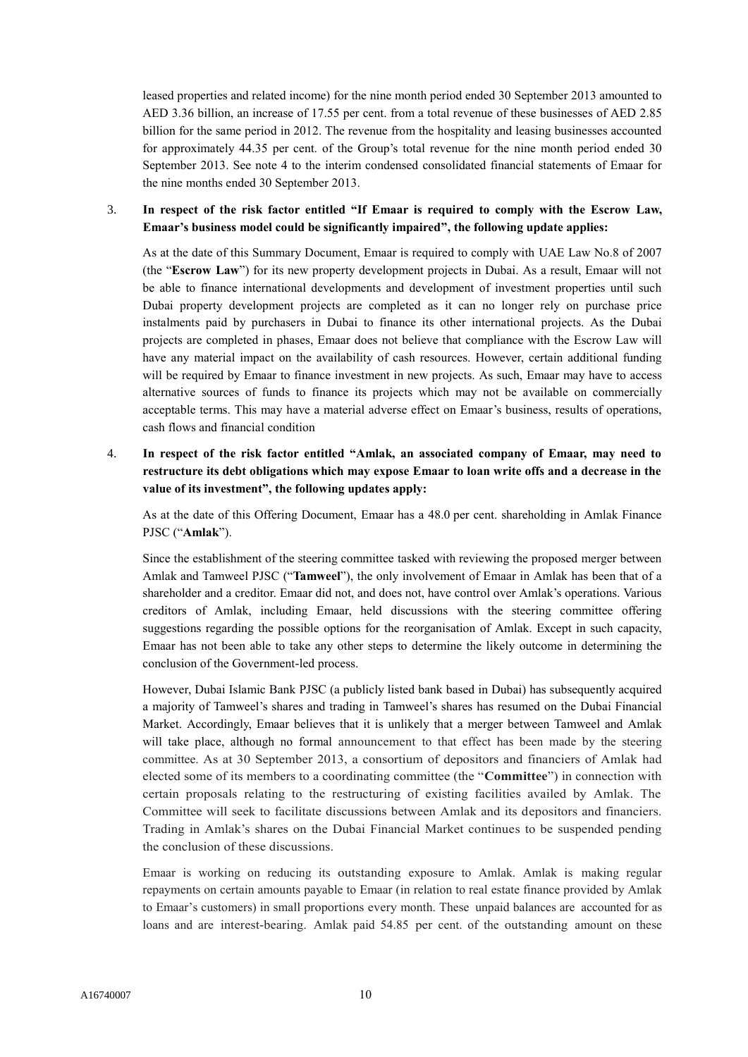leased properties and related income) for the nine month period ended 30 September 2013 amounted to AED 3.36 billion, an increase of 17.55 per cent. from a total revenue of these businesses of AED 2.85 billion for the same period in 2012. The revenue from the hospitality and leasing businesses accounted for approximately 44.35 per cent. of the Group's total revenue for the nine month period ended 30 September 2013. See note 4 to the interim condensed consolidated financial statements of Emaar for the nine months ended 30 September 2013.

3. **In respect of the risk factor entitled "If Emaar is required to comply with the Escrow Law, Emaar's business model could be significantly impaired", the following update applies:**

   As at the date of this Summary Document, Emaar is required to comply with UAE Law No.8 of 2007 (the "**Escrow Law**") for its new property development projects in Dubai. As a result, Emaar will not be able to finance international developments and development of investment properties until such Dubai property development projects are completed as it can no longer rely on purchase price instalments paid by purchasers in Dubai to finance its other international projects. As the Dubai projects are completed in phases, Emaar does not believe that compliance with the Escrow Law will have any material impact on the availability of cash resources. However, certain additional funding will be required by Emaar to finance investment in new projects. As such, Emaar may have to access alternative sources of funds to finance its projects which may not be available on commercially acceptable terms. This may have a material adverse effect on Emaar's business, results of operations, cash flows and financial condition

4. **In respect of the risk factor entitled "Amlak, an associated company of Emaar, may need to restructure its debt obligations which may expose Emaar to loan write offs and a decrease in the value of its investment", the following updates apply:**

   As at the date of this Offering Document, Emaar has a 48.0 per cent. shareholding in Amlak Finance PJSC ("**Amlak**").

   Since the establishment of the steering committee tasked with reviewing the proposed merger between Amlak and Tamweel PJSC ("**Tamweel**"), the only involvement of Emaar in Amlak has been that of a shareholder and a creditor. Emaar did not, and does not, have control over Amlak's operations. Various creditors of Amlak, including Emaar, held discussions with the steering committee offering suggestions regarding the possible options for the reorganisation of Amlak. Except in such capacity, Emaar has not been able to take any other steps to determine the likely outcome in determining the conclusion of the Government-led process.

   However, Dubai Islamic Bank PJSC (a publicly listed bank based in Dubai) has subsequently acquired a majority of Tamweel's shares and trading in Tamweel's shares has resumed on the Dubai Financial Market. Accordingly, Emaar believes that it is unlikely that a merger between Tamweel and Amlak will take place, although no formal announcement to that effect has been made by the steering committee. As at 30 September 2013, a consortium of depositors and financiers of Amlak had elected some of its members to a coordinating committee (the "**Committee**") in connection with certain proposals relating to the restructuring of existing facilities availed by Amlak. The Committee will seek to facilitate discussions between Amlak and its depositors and financiers. Trading in Amlak's shares on the Dubai Financial Market continues to be suspended pending the conclusion of these discussions.

   Emaar is working on reducing its outstanding exposure to Amlak. Amlak is making regular repayments on certain amounts payable to Emaar (in relation to real estate finance provided by Amlak to Emaar's customers) in small proportions every month. These unpaid balances are accounted for as loans and are interest-bearing. Amlak paid 54.85 per cent. of the outstanding amount on these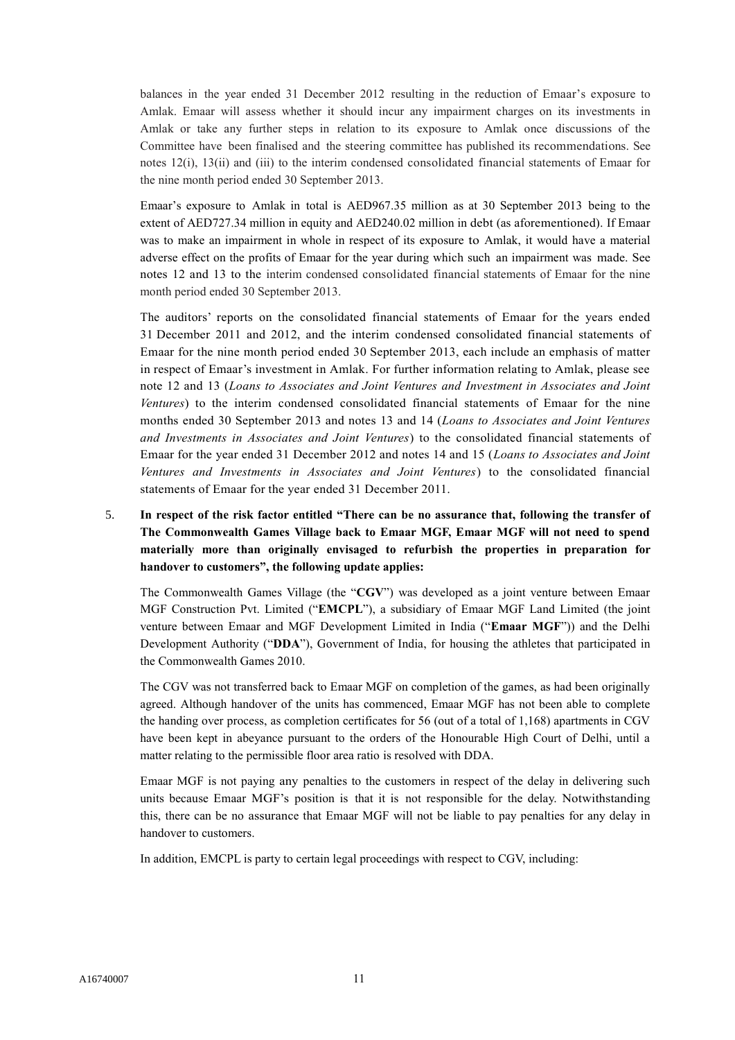balances in the year ended 31 December 2012 resulting in the reduction of Emaar's exposure to Amlak. Emaar will assess whether it should incur any impairment charges on its investments in Amlak or take any further steps in relation to its exposure to Amlak once discussions of the Committee have been finalised and the steering committee has published its recommendations. See notes 12(i), 13(ii) and (iii) to the interim condensed consolidated financial statements of Emaar for the nine month period ended 30 September 2013.

Emaar's exposure to Amlak in total is AED967.35 million as at 30 September 2013 being to the extent of AED727.34 million in equity and AED240.02 million in debt (as aforementioned). If Emaar was to make an impairment in whole in respect of its exposure to Amlak, it would have a material adverse effect on the profits of Emaar for the year during which such an impairment was made. See notes 12 and 13 to the interim condensed consolidated financial statements of Emaar for the nine month period ended 30 September 2013.

The auditors' reports on the consolidated financial statements of Emaar for the years ended 31 December 2011 and 2012, and the interim condensed consolidated financial statements of Emaar for the nine month period ended 30 September 2013, each include an emphasis of matter in respect of Emaar's investment in Amlak. For further information relating to Amlak, please see note 12 and 13 (*Loans to Associates and Joint Ventures and Investment in Associates and Joint Ventures*) to the interim condensed consolidated financial statements of Emaar for the nine months ended 30 September 2013 and notes 13 and 14 (*Loans to Associates and Joint Ventures and Investments in Associates and Joint Ventures*) to the consolidated financial statements of Emaar for the year ended 31 December 2012 and notes 14 and 15 (*Loans to Associates and Joint Ventures and Investments in Associates and Joint Ventures*) to the consolidated financial statements of Emaar for the year ended 31 December 2011.

5. **In respect of the risk factor entitled "There can be no assurance that, following the transfer of The Commonwealth Games Village back to Emaar MGF, Emaar MGF will not need to spend materially more than originally envisaged to refurbish the properties in preparation for handover to customers", the following update applies:**

The Commonwealth Games Village (the "**CGV**") was developed as a joint venture between Emaar MGF Construction Pvt. Limited ("**EMCPL**"), a subsidiary of Emaar MGF Land Limited (the joint venture between Emaar and MGF Development Limited in India ("**Emaar MGF**")) and the Delhi Development Authority ("**DDA**"), Government of India, for housing the athletes that participated in the Commonwealth Games 2010.

The CGV was not transferred back to Emaar MGF on completion of the games, as had been originally agreed. Although handover of the units has commenced, Emaar MGF has not been able to complete the handing over process, as completion certificates for 56 (out of a total of 1,168) apartments in CGV have been kept in abeyance pursuant to the orders of the Honourable High Court of Delhi, until a matter relating to the permissible floor area ratio is resolved with DDA.

Emaar MGF is not paying any penalties to the customers in respect of the delay in delivering such units because Emaar MGF's position is that it is not responsible for the delay. Notwithstanding this, there can be no assurance that Emaar MGF will not be liable to pay penalties for any delay in handover to customers.

In addition, EMCPL is party to certain legal proceedings with respect to CGV, including: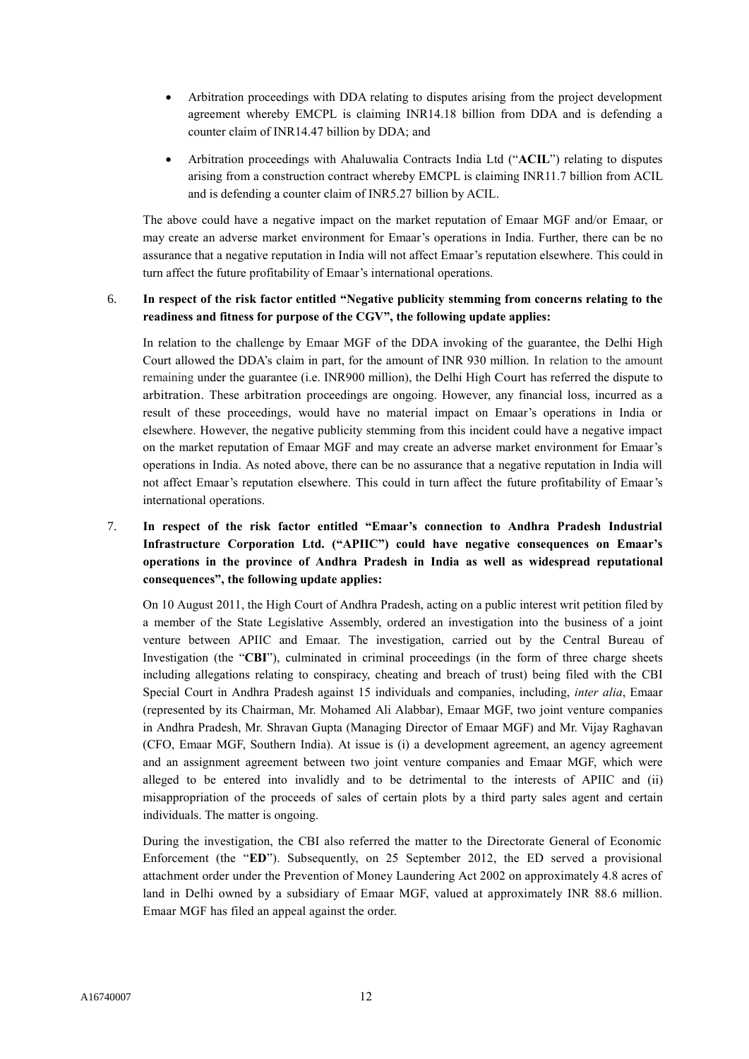- Arbitration proceedings with DDA relating to disputes arising from the project development agreement whereby EMCPL is claiming INR14.18 billion from DDA and is defending a counter claim of INR14.47 billion by DDA; and
- Arbitration proceedings with Ahaluwalia Contracts India Ltd ("**ACIL**") relating to disputes arising from a construction contract whereby EMCPL is claiming INR11.7 billion from ACIL and is defending a counter claim of INR5.27 billion by ACIL.

The above could have a negative impact on the market reputation of Emaar MGF and/or Emaar, or may create an adverse market environment for Emaar's operations in India. Further, there can be no assurance that a negative reputation in India will not affect Emaar's reputation elsewhere. This could in turn affect the future profitability of Emaar's international operations.

6. **In respect of the risk factor entitled "Negative publicity stemming from concerns relating to the readiness and fitness for purpose of the CGV", the following update applies:**

In relation to the challenge by Emaar MGF of the DDA invoking of the guarantee, the Delhi High Court allowed the DDA's claim in part, for the amount of INR 930 million. In relation to the amount remaining under the guarantee (i.e. INR900 million), the Delhi High Court has referred the dispute to arbitration. These arbitration proceedings are ongoing. However, any financial loss, incurred as a result of these proceedings, would have no material impact on Emaar's operations in India or elsewhere. However, the negative publicity stemming from this incident could have a negative impact on the market reputation of Emaar MGF and may create an adverse market environment for Emaar's operations in India. As noted above, there can be no assurance that a negative reputation in India will not affect Emaar's reputation elsewhere. This could in turn affect the future profitability of Emaar's international operations.

7. **In respect of the risk factor entitled "Emaar's connection to Andhra Pradesh Industrial Infrastructure Corporation Ltd. ("APIIC") could have negative consequences on Emaar's operations in the province of Andhra Pradesh in India as well as widespread reputational consequences", the following update applies:**

On 10 August 2011, the High Court of Andhra Pradesh, acting on a public interest writ petition filed by a member of the State Legislative Assembly, ordered an investigation into the business of a joint venture between APIIC and Emaar. The investigation, carried out by the Central Bureau of Investigation (the "**CBI**"), culminated in criminal proceedings (in the form of three charge sheets including allegations relating to conspiracy, cheating and breach of trust) being filed with the CBI Special Court in Andhra Pradesh against 15 individuals and companies, including, *inter alia*, Emaar (represented by its Chairman, Mr. Mohamed Ali Alabbar), Emaar MGF, two joint venture companies in Andhra Pradesh, Mr. Shravan Gupta (Managing Director of Emaar MGF) and Mr. Vijay Raghavan (CFO, Emaar MGF, Southern India). At issue is (i) a development agreement, an agency agreement and an assignment agreement between two joint venture companies and Emaar MGF, which were alleged to be entered into invalidly and to be detrimental to the interests of APIIC and (ii) misappropriation of the proceeds of sales of certain plots by a third party sales agent and certain individuals. The matter is ongoing.

During the investigation, the CBI also referred the matter to the Directorate General of Economic Enforcement (the "**ED**"). Subsequently, on 25 September 2012, the ED served a provisional attachment order under the Prevention of Money Laundering Act 2002 on approximately 4.8 acres of land in Delhi owned by a subsidiary of Emaar MGF, valued at approximately INR 88.6 million. Emaar MGF has filed an appeal against the order.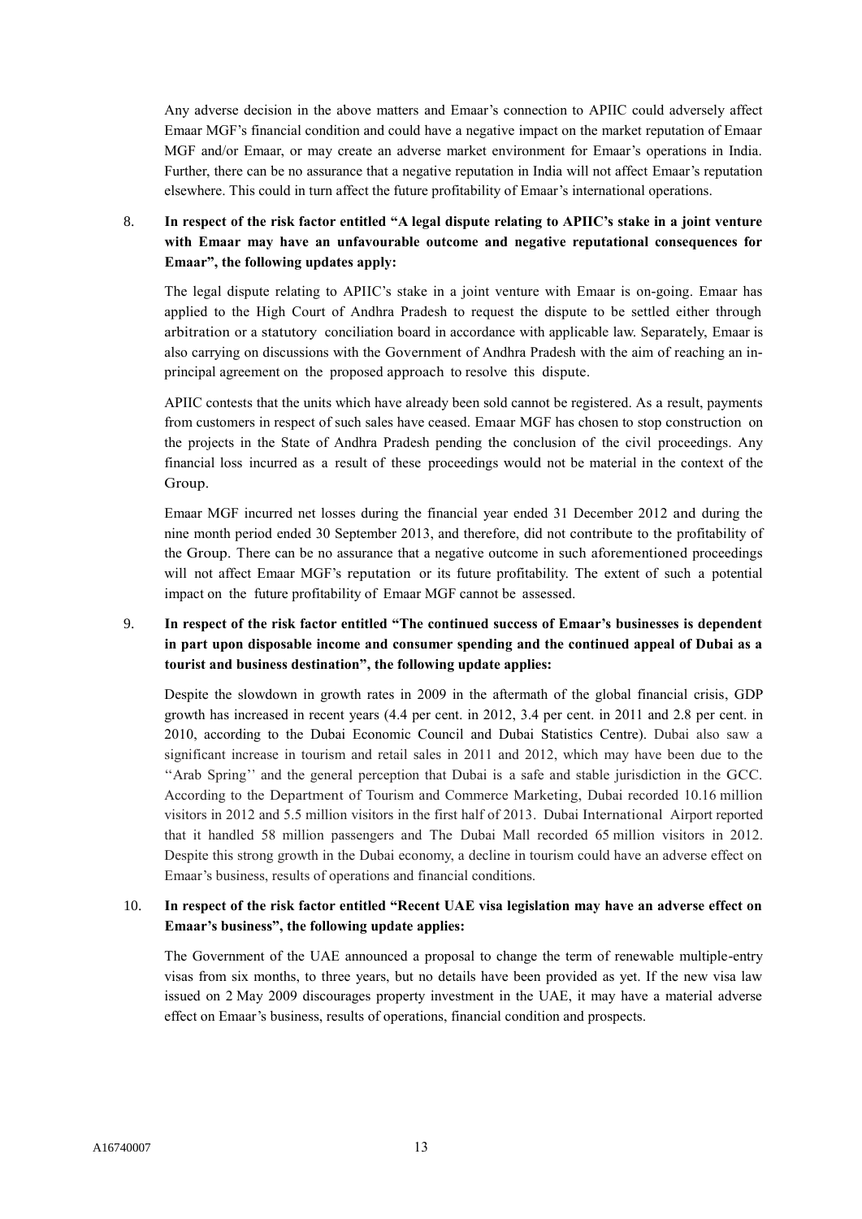Any adverse decision in the above matters and Emaar's connection to APIIC could adversely affect Emaar MGF's financial condition and could have a negative impact on the market reputation of Emaar MGF and/or Emaar, or may create an adverse market environment for Emaar's operations in India. Further, there can be no assurance that a negative reputation in India will not affect Emaar's reputation elsewhere. This could in turn affect the future profitability of Emaar's international operations.

8. **In respect of the risk factor entitled "A legal dispute relating to APIIC's stake in a joint venture with Emaar may have an unfavourable outcome and negative reputational consequences for Emaar", the following updates apply:**

   The legal dispute relating to APIIC's stake in a joint venture with Emaar is on-going. Emaar has applied to the High Court of Andhra Pradesh to request the dispute to be settled either through arbitration or a statutory conciliation board in accordance with applicable law. Separately, Emaar is also carrying on discussions with the Government of Andhra Pradesh with the aim of reaching an in-principal agreement on the proposed approach to resolve this dispute.

   APIIC contests that the units which have already been sold cannot be registered. As a result, payments from customers in respect of such sales have ceased. Emaar MGF has chosen to stop construction on the projects in the State of Andhra Pradesh pending the conclusion of the civil proceedings. Any financial loss incurred as a result of these proceedings would not be material in the context of the Group.

   Emaar MGF incurred net losses during the financial year ended 31 December 2012 and during the nine month period ended 30 September 2013, and therefore, did not contribute to the profitability of the Group. There can be no assurance that a negative outcome in such aforementioned proceedings will not affect Emaar MGF's reputation or its future profitability. The extent of such a potential impact on the future profitability of Emaar MGF cannot be assessed.

9. **In respect of the risk factor entitled "The continued success of Emaar's businesses is dependent in part upon disposable income and consumer spending and the continued appeal of Dubai as a tourist and business destination", the following update applies:**

   Despite the slowdown in growth rates in 2009 in the aftermath of the global financial crisis, GDP growth has increased in recent years (4.4 per cent. in 2012, 3.4 per cent. in 2011 and 2.8 per cent. in 2010, according to the Dubai Economic Council and Dubai Statistics Centre). Dubai also saw a significant increase in tourism and retail sales in 2011 and 2012, which may have been due to the ''Arab Spring'' and the general perception that Dubai is a safe and stable jurisdiction in the GCC. According to the Department of Tourism and Commerce Marketing, Dubai recorded 10.16 million visitors in 2012 and 5.5 million visitors in the first half of 2013. Dubai International Airport reported that it handled 58 million passengers and The Dubai Mall recorded 65 million visitors in 2012. Despite this strong growth in the Dubai economy, a decline in tourism could have an adverse effect on Emaar's business, results of operations and financial conditions.

10. **In respect of the risk factor entitled "Recent UAE visa legislation may have an adverse effect on Emaar's business", the following update applies:**

    The Government of the UAE announced a proposal to change the term of renewable multiple-entry visas from six months, to three years, but no details have been provided as yet. If the new visa law issued on 2 May 2009 discourages property investment in the UAE, it may have a material adverse effect on Emaar's business, results of operations, financial condition and prospects.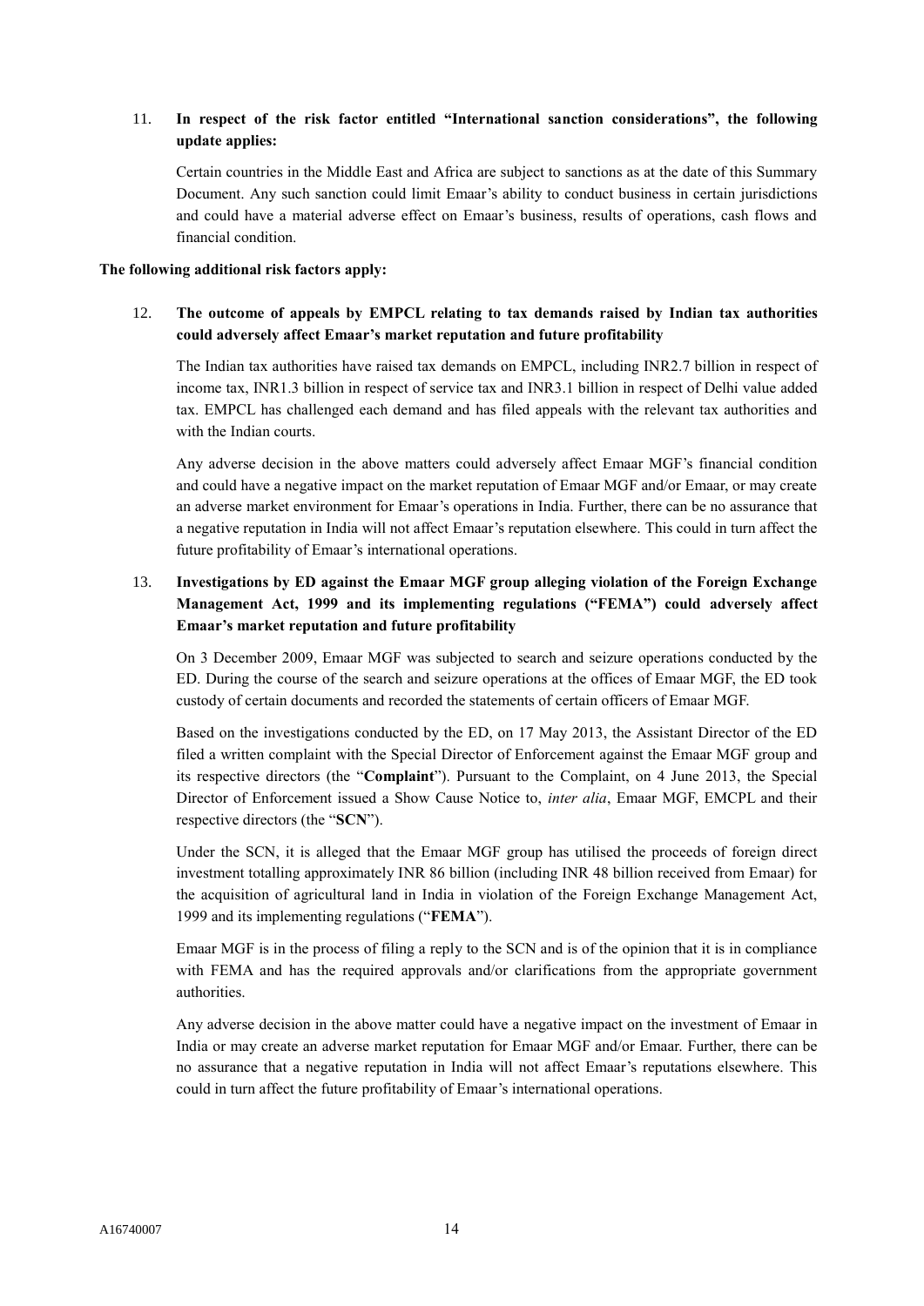11. **In respect of the risk factor entitled "International sanction considerations", the following update applies:**

    Certain countries in the Middle East and Africa are subject to sanctions as at the date of this Summary Document. Any such sanction could limit Emaar's ability to conduct business in certain jurisdictions and could have a material adverse effect on Emaar's business, results of operations, cash flows and financial condition.

**The following additional risk factors apply:**

12. **The outcome of appeals by EMPCL relating to tax demands raised by Indian tax authorities could adversely affect Emaar's market reputation and future profitability**

    The Indian tax authorities have raised tax demands on EMPCL, including INR2.7 billion in respect of income tax, INR1.3 billion in respect of service tax and INR3.1 billion in respect of Delhi value added tax. EMPCL has challenged each demand and has filed appeals with the relevant tax authorities and with the Indian courts.

    Any adverse decision in the above matters could adversely affect Emaar MGF's financial condition and could have a negative impact on the market reputation of Emaar MGF and/or Emaar, or may create an adverse market environment for Emaar's operations in India. Further, there can be no assurance that a negative reputation in India will not affect Emaar's reputation elsewhere. This could in turn affect the future profitability of Emaar's international operations.

13. **Investigations by ED against the Emaar MGF group alleging violation of the Foreign Exchange Management Act, 1999 and its implementing regulations ("FEMA") could adversely affect Emaar's market reputation and future profitability**

    On 3 December 2009, Emaar MGF was subjected to search and seizure operations conducted by the ED. During the course of the search and seizure operations at the offices of Emaar MGF, the ED took custody of certain documents and recorded the statements of certain officers of Emaar MGF.

    Based on the investigations conducted by the ED, on 17 May 2013, the Assistant Director of the ED filed a written complaint with the Special Director of Enforcement against the Emaar MGF group and its respective directors (the "**Complaint**"). Pursuant to the Complaint, on 4 June 2013, the Special Director of Enforcement issued a Show Cause Notice to, *inter alia*, Emaar MGF, EMCPL and their respective directors (the "**SCN**").

    Under the SCN, it is alleged that the Emaar MGF group has utilised the proceeds of foreign direct investment totalling approximately INR 86 billion (including INR 48 billion received from Emaar) for the acquisition of agricultural land in India in violation of the Foreign Exchange Management Act, 1999 and its implementing regulations ("**FEMA**").

    Emaar MGF is in the process of filing a reply to the SCN and is of the opinion that it is in compliance with FEMA and has the required approvals and/or clarifications from the appropriate government authorities.

    Any adverse decision in the above matter could have a negative impact on the investment of Emaar in India or may create an adverse market reputation for Emaar MGF and/or Emaar. Further, there can be no assurance that a negative reputation in India will not affect Emaar's reputations elsewhere. This could in turn affect the future profitability of Emaar's international operations.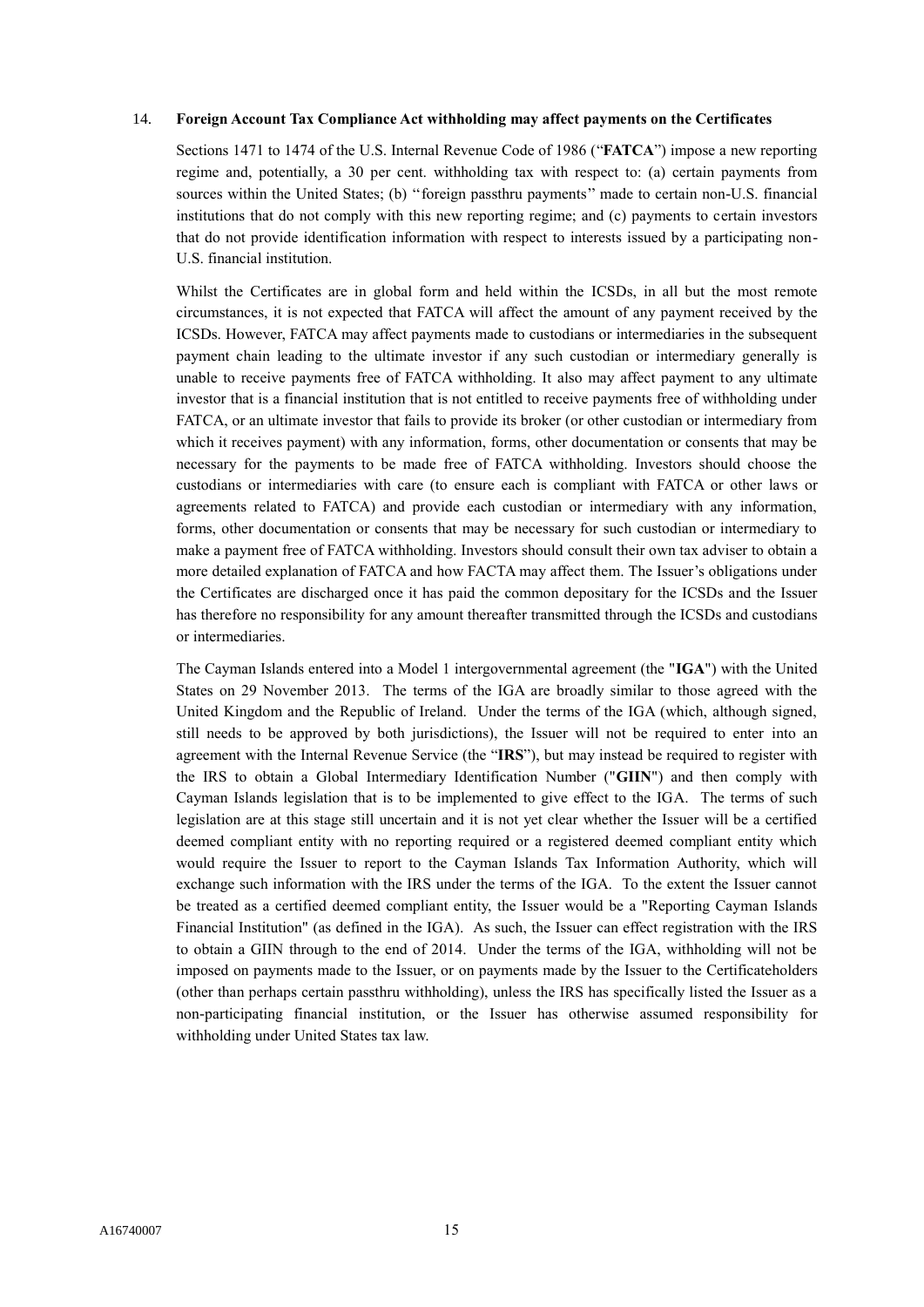14. **Foreign Account Tax Compliance Act withholding may affect payments on the Certificates**

Sections 1471 to 1474 of the U.S. Internal Revenue Code of 1986 ("**FATCA**") impose a new reporting regime and, potentially, a 30 per cent. withholding tax with respect to: (a) certain payments from sources within the United States; (b) "foreign passthru payments" made to certain non-U.S. financial institutions that do not comply with this new reporting regime; and (c) payments to certain investors that do not provide identification information with respect to interests issued by a participating non-U.S. financial institution.

Whilst the Certificates are in global form and held within the ICSDs, in all but the most remote circumstances, it is not expected that FATCA will affect the amount of any payment received by the ICSDs. However, FATCA may affect payments made to custodians or intermediaries in the subsequent payment chain leading to the ultimate investor if any such custodian or intermediary generally is unable to receive payments free of FATCA withholding. It also may affect payment to any ultimate investor that is a financial institution that is not entitled to receive payments free of withholding under FATCA, or an ultimate investor that fails to provide its broker (or other custodian or intermediary from which it receives payment) with any information, forms, other documentation or consents that may be necessary for the payments to be made free of FATCA withholding. Investors should choose the custodians or intermediaries with care (to ensure each is compliant with FATCA or other laws or agreements related to FATCA) and provide each custodian or intermediary with any information, forms, other documentation or consents that may be necessary for such custodian or intermediary to make a payment free of FATCA withholding. Investors should consult their own tax adviser to obtain a more detailed explanation of FATCA and how FACTA may affect them. The Issuer's obligations under the Certificates are discharged once it has paid the common depositary for the ICSDs and the Issuer has therefore no responsibility for any amount thereafter transmitted through the ICSDs and custodians or intermediaries.

The Cayman Islands entered into a Model 1 intergovernmental agreement (the "**IGA**") with the United States on 29 November 2013. The terms of the IGA are broadly similar to those agreed with the United Kingdom and the Republic of Ireland. Under the terms of the IGA (which, although signed, still needs to be approved by both jurisdictions), the Issuer will not be required to enter into an agreement with the Internal Revenue Service (the "**IRS**"), but may instead be required to register with the IRS to obtain a Global Intermediary Identification Number ("**GIIN**") and then comply with Cayman Islands legislation that is to be implemented to give effect to the IGA. The terms of such legislation are at this stage still uncertain and it is not yet clear whether the Issuer will be a certified deemed compliant entity with no reporting required or a registered deemed compliant entity which would require the Issuer to report to the Cayman Islands Tax Information Authority, which will exchange such information with the IRS under the terms of the IGA. To the extent the Issuer cannot be treated as a certified deemed compliant entity, the Issuer would be a "Reporting Cayman Islands Financial Institution" (as defined in the IGA). As such, the Issuer can effect registration with the IRS to obtain a GIIN through to the end of 2014. Under the terms of the IGA, withholding will not be imposed on payments made to the Issuer, or on payments made by the Issuer to the Certificateholders (other than perhaps certain passthru withholding), unless the IRS has specifically listed the Issuer as a non-participating financial institution, or the Issuer has otherwise assumed responsibility for withholding under United States tax law.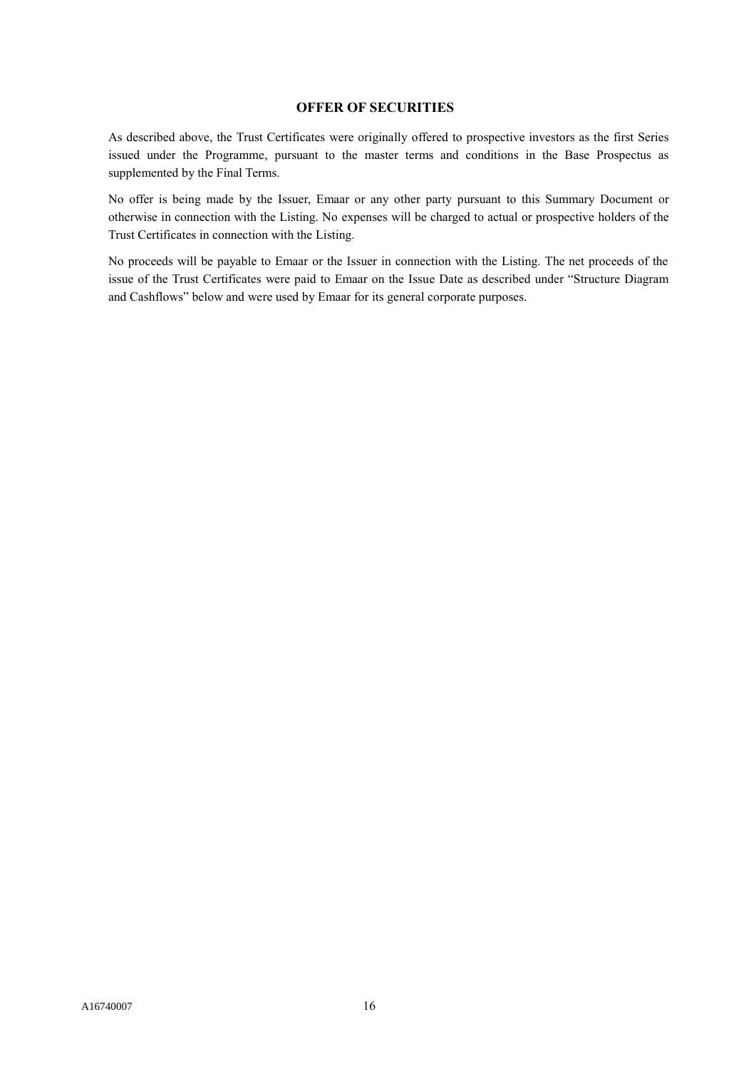## OFFER OF SECURITIES

As described above, the Trust Certificates were originally offered to prospective investors as the first Series issued under the Programme, pursuant to the master terms and conditions in the Base Prospectus as supplemented by the Final Terms.

No offer is being made by the Issuer, Emaar or any other party pursuant to this Summary Document or otherwise in connection with the Listing. No expenses will be charged to actual or prospective holders of the Trust Certificates in connection with the Listing.

No proceeds will be payable to Emaar or the Issuer in connection with the Listing. The net proceeds of the issue of the Trust Certificates were paid to Emaar on the Issue Date as described under "Structure Diagram and Cashflows" below and were used by Emaar for its general corporate purposes.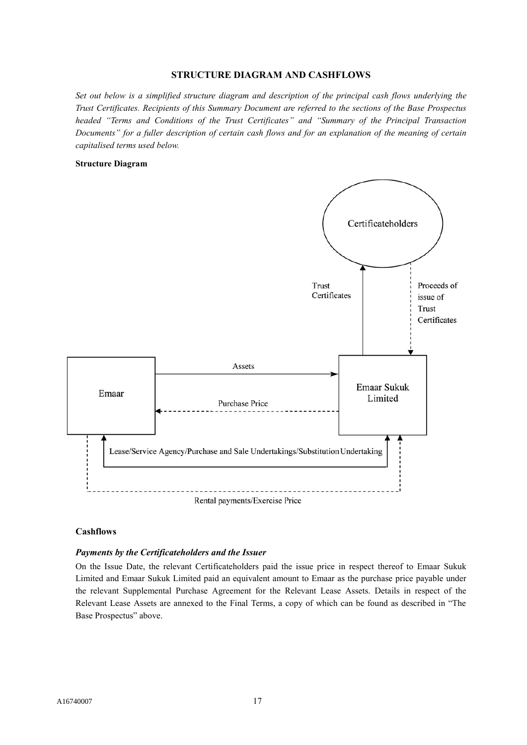# STRUCTURE DIAGRAM AND CASHFLOWS

*Set out below is a simplified structure diagram and description of the principal cash flows underlying the Trust Certificates. Recipients of this Summary Document are referred to the sections of the Base Prospectus headed "Terms and Conditions of the Trust Certificates" and "Summary of the Principal Transaction Documents" for a fuller description of certain cash flows and for an explanation of the meaning of certain capitalised terms used below.*

**Structure Diagram**

Certificateholders

Trust Certificates

Proceeds of issue of Trust Certificates

Assets

Emaar

Purchase Price

Emaar Sukuk Limited

Lease/Service Agency/Purchase and Sale Undertakings/Substitution Undertaking

Rental payments/Exercise Price

**Cashflows**

***Payments by the Certificateholders and the Issuer***

On the Issue Date, the relevant Certificateholders paid the issue price in respect thereof to Emaar Sukuk Limited and Emaar Sukuk Limited paid an equivalent amount to Emaar as the purchase price payable under the relevant Supplemental Purchase Agreement for the Relevant Lease Assets. Details in respect of the Relevant Lease Assets are annexed to the Final Terms, a copy of which can be found as described in "The Base Prospectus" above.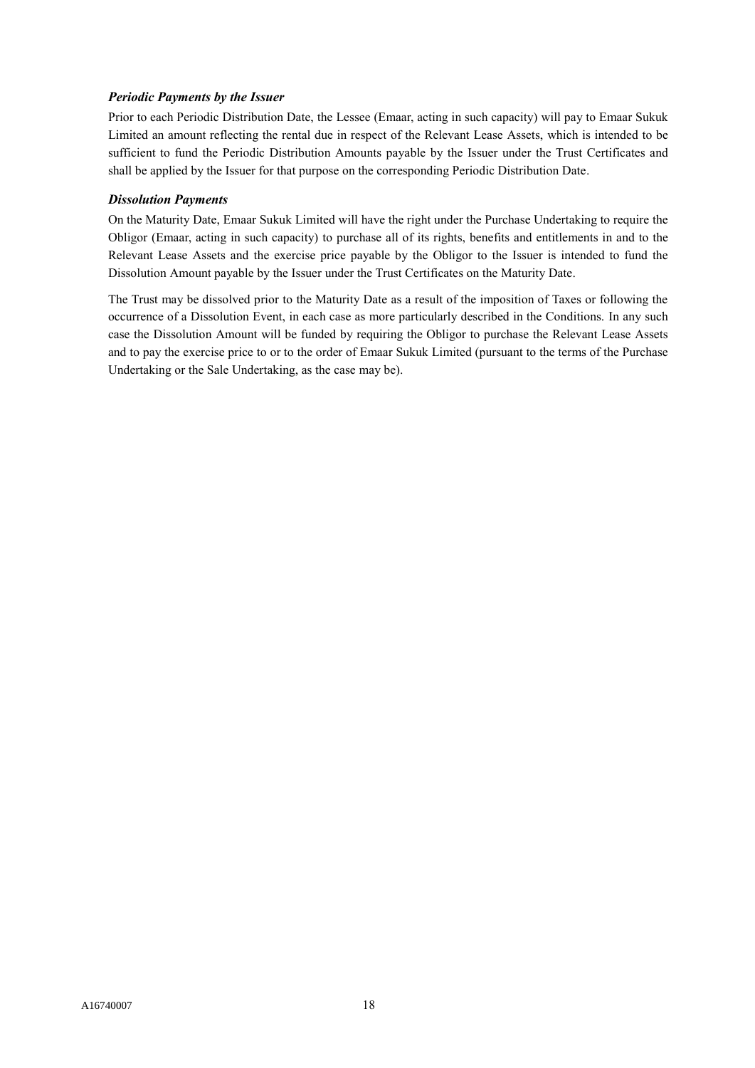***Periodic Payments by the Issuer***

Prior to each Periodic Distribution Date, the Lessee (Emaar, acting in such capacity) will pay to Emaar Sukuk Limited an amount reflecting the rental due in respect of the Relevant Lease Assets, which is intended to be sufficient to fund the Periodic Distribution Amounts payable by the Issuer under the Trust Certificates and shall be applied by the Issuer for that purpose on the corresponding Periodic Distribution Date.

***Dissolution Payments***

On the Maturity Date, Emaar Sukuk Limited will have the right under the Purchase Undertaking to require the Obligor (Emaar, acting in such capacity) to purchase all of its rights, benefits and entitlements in and to the Relevant Lease Assets and the exercise price payable by the Obligor to the Issuer is intended to fund the Dissolution Amount payable by the Issuer under the Trust Certificates on the Maturity Date.

The Trust may be dissolved prior to the Maturity Date as a result of the imposition of Taxes or following the occurrence of a Dissolution Event, in each case as more particularly described in the Conditions. In any such case the Dissolution Amount will be funded by requiring the Obligor to purchase the Relevant Lease Assets and to pay the exercise price to or to the order of Emaar Sukuk Limited (pursuant to the terms of the Purchase Undertaking or the Sale Undertaking, as the case may be).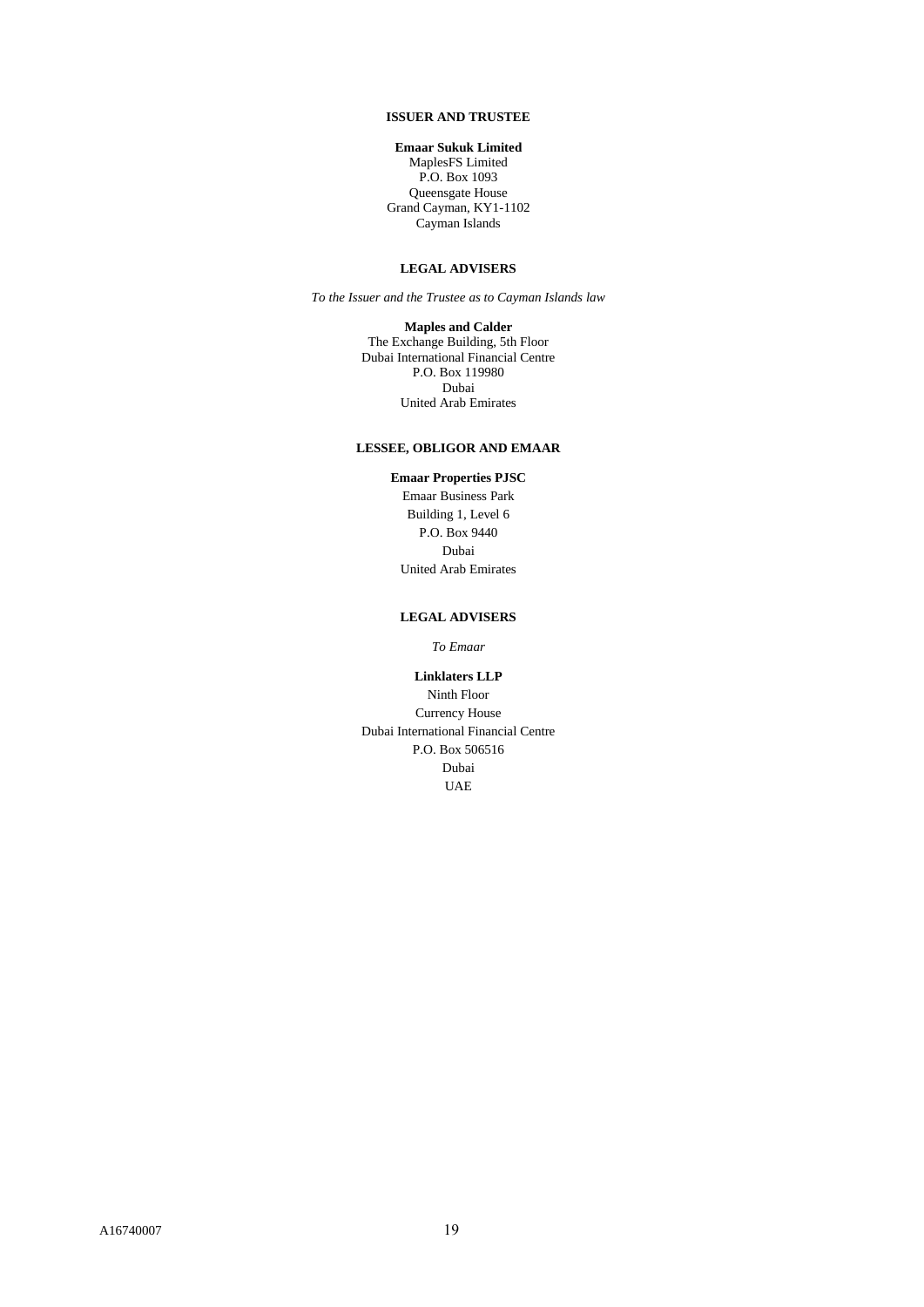**ISSUER AND TRUSTEE**

**Emaar Sukuk Limited**
MaplesFS Limited
P.O. Box 1093
Queensgate House
Grand Cayman, KY1-1102
Cayman Islands

**LEGAL ADVISERS**

*To the Issuer and the Trustee as to Cayman Islands law*

**Maples and Calder**
The Exchange Building, 5th Floor
Dubai International Financial Centre
P.O. Box 119980
Dubai
United Arab Emirates

**LESSEE, OBLIGOR AND EMAAR**

**Emaar Properties PJSC**
Emaar Business Park
Building 1, Level 6
P.O. Box 9440
Dubai
United Arab Emirates

**LEGAL ADVISERS**

*To Emaar*

**Linklaters LLP**
Ninth Floor
Currency House
Dubai International Financial Centre
P.O. Box 506516
Dubai
UAE

A16740007